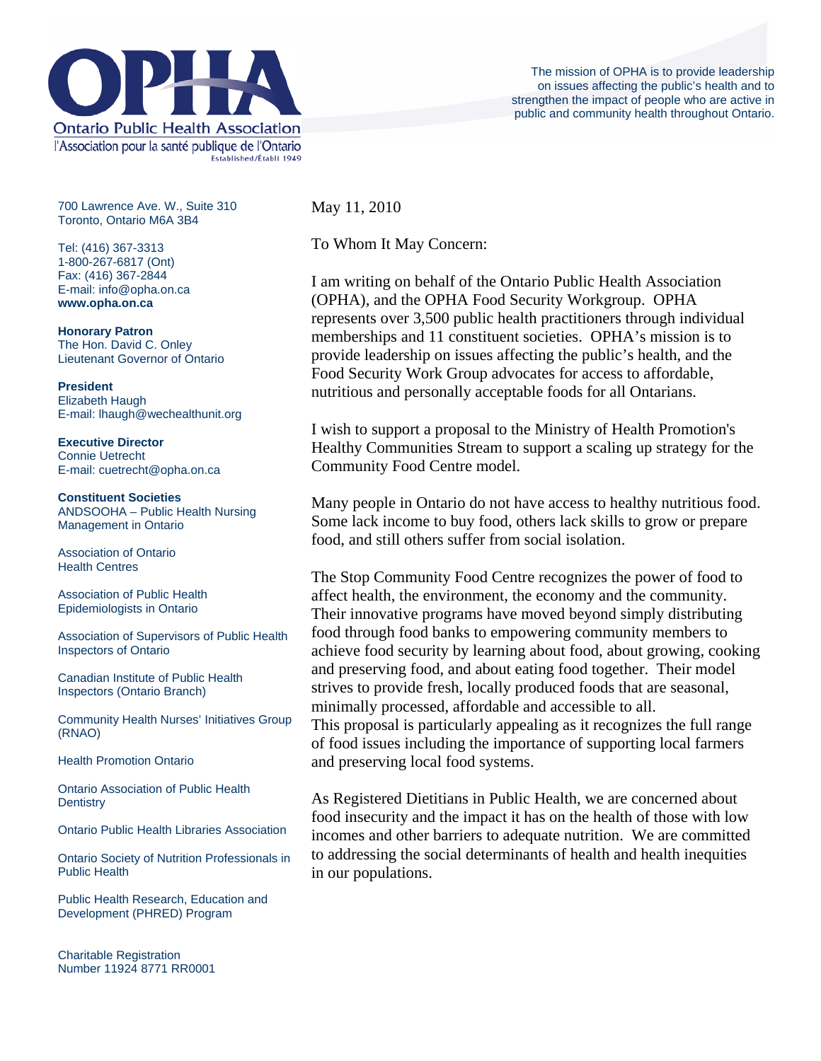# OPHA

Ontario Public Health Association

l'Association pour la santé publique de l'Ontario

Established/Établi 1949

The mission of OPHA is to provide leadership on issues affecting the public's health and to strengthen the impact of people who are active in public and community health throughout Ontario.

700 Lawrence Ave. W., Suite 310
Toronto, Ontario M6A 3B4

Tel: (416) 367-3313
1-800-267-6817 (Ont)
Fax: (416) 367-2844
E-mail: info@opha.on.ca
**www.opha.on.ca**

**Honorary Patron**
The Hon. David C. Onley
Lieutenant Governor of Ontario

**President**
Elizabeth Haugh
E-mail: lhaugh@wechealthunit.org

**Executive Director**
Connie Uetrecht
E-mail: cuetrecht@opha.on.ca

**Constituent Societies**
ANDSOOHA – Public Health Nursing Management in Ontario

Association of Ontario Health Centres

Association of Public Health Epidemiologists in Ontario

Association of Supervisors of Public Health Inspectors of Ontario

Canadian Institute of Public Health Inspectors (Ontario Branch)

Community Health Nurses' Initiatives Group (RNAO)

Health Promotion Ontario

Ontario Association of Public Health Dentistry

Ontario Public Health Libraries Association

Ontario Society of Nutrition Professionals in Public Health

Public Health Research, Education and Development (PHRED) Program

Charitable Registration
Number 11924 8771 RR0001

May 11, 2010

To Whom It May Concern:

I am writing on behalf of the Ontario Public Health Association (OPHA), and the OPHA Food Security Workgroup. OPHA represents over 3,500 public health practitioners through individual memberships and 11 constituent societies. OPHA's mission is to provide leadership on issues affecting the public's health, and the Food Security Work Group advocates for access to affordable, nutritious and personally acceptable foods for all Ontarians.

I wish to support a proposal to the Ministry of Health Promotion's Healthy Communities Stream to support a scaling up strategy for the Community Food Centre model.

Many people in Ontario do not have access to healthy nutritious food. Some lack income to buy food, others lack skills to grow or prepare food, and still others suffer from social isolation.

The Stop Community Food Centre recognizes the power of food to affect health, the environment, the economy and the community. Their innovative programs have moved beyond simply distributing food through food banks to empowering community members to achieve food security by learning about food, about growing, cooking and preserving food, and about eating food together. Their model strives to provide fresh, locally produced foods that are seasonal, minimally processed, affordable and accessible to all.
This proposal is particularly appealing as it recognizes the full range of food issues including the importance of supporting local farmers and preserving local food systems.

As Registered Dietitians in Public Health, we are concerned about food insecurity and the impact it has on the health of those with low incomes and other barriers to adequate nutrition. We are committed to addressing the social determinants of health and health inequities in our populations.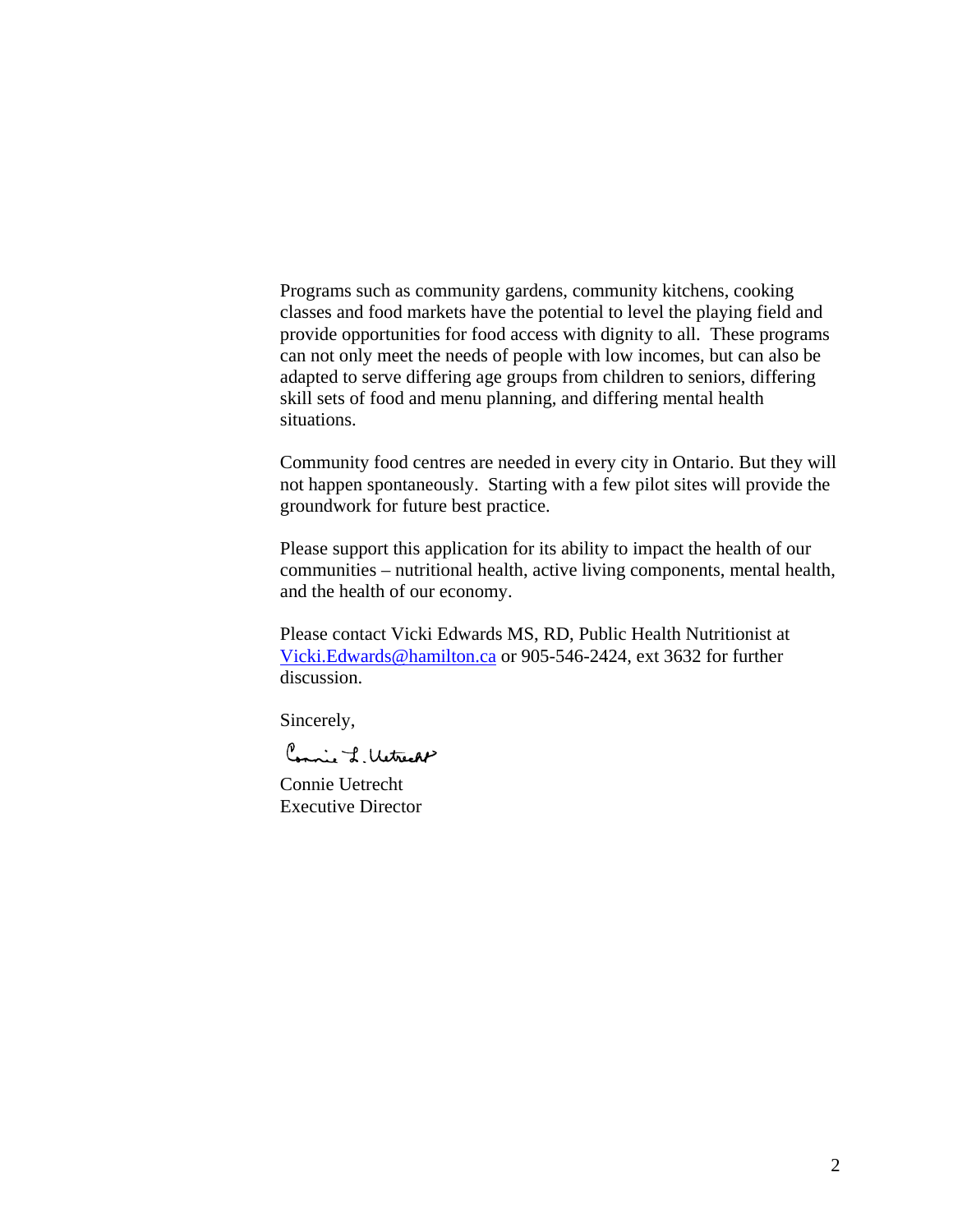Programs such as community gardens, community kitchens, cooking classes and food markets have the potential to level the playing field and provide opportunities for food access with dignity to all. These programs can not only meet the needs of people with low incomes, but can also be adapted to serve differing age groups from children to seniors, differing skill sets of food and menu planning, and differing mental health situations.

Community food centres are needed in every city in Ontario. But they will not happen spontaneously. Starting with a few pilot sites will provide the groundwork for future best practice.

Please support this application for its ability to impact the health of our communities – nutritional health, active living components, mental health, and the health of our economy.

Please contact Vicki Edwards MS, RD, Public Health Nutritionist at [Vicki.Edwards@hamilton.ca](mailto:Vicki.Edwards@hamilton.ca) or 905-546-2424, ext 3632 for further discussion.

Sincerely,

Connie L. Uetrecht

Connie Uetrecht
Executive Director